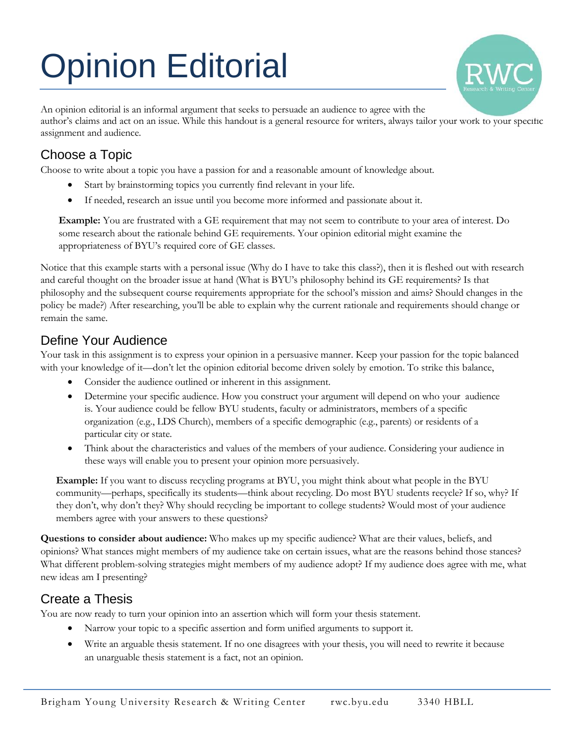# Opinion Editorial

An opinion editorial is an informal argument that seeks to persuade an audience to agree with the author's claims and act on an issue. While this handout is a general resource for writers, always tailor your work to your specific assignment and audience.

## Choose a Topic

Choose to write about a topic you have a passion for and a reasonable amount of knowledge about.

- Start by brainstorming topics you currently find relevant in your life.
- If needed, research an issue until you become more informed and passionate about it.

**Example:** You are frustrated with a GE requirement that may not seem to contribute to your area of interest. Do some research about the rationale behind GE requirements. Your opinion editorial might examine the appropriateness of BYU's required core of GE classes.

Notice that this example starts with a personal issue (Why do I have to take this class?), then it is fleshed out with research and careful thought on the broader issue at hand (What is BYU's philosophy behind its GE requirements? Is that philosophy and the subsequent course requirements appropriate for the school's mission and aims? Should changes in the policy be made?) After researching, you'll be able to explain why the current rationale and requirements should change or remain the same.

## Define Your Audience

Your task in this assignment is to express your opinion in a persuasive manner. Keep your passion for the topic balanced with your knowledge of it—don't let the opinion editorial become driven solely by emotion. To strike this balance,

- Consider the audience outlined or inherent in this assignment.
- Determine your specific audience. How you construct your argument will depend on who your audience is. Your audience could be fellow BYU students, faculty or administrators, members of a specific organization (e.g., LDS Church), members of a specific demographic (e.g., parents) or residents of a particular city or state.
- Think about the characteristics and values of the members of your audience. Considering your audience in these ways will enable you to present your opinion more persuasively.

**Example:** If you want to discuss recycling programs at BYU, you might think about what people in the BYU community—perhaps, specifically its students—think about recycling. Do most BYU students recycle? If so, why? If they don't, why don't they? Why should recycling be important to college students? Would most of your audience members agree with your answers to these questions?

**Questions to consider about audience:** Who makes up my specific audience? What are their values, beliefs, and opinions? What stances might members of my audience take on certain issues, what are the reasons behind those stances? What different problem-solving strategies might members of my audience adopt? If my audience does agree with me, what new ideas am I presenting?

## Create a Thesis

You are now ready to turn your opinion into an assertion which will form your thesis statement.

- Narrow your topic to a specific assertion and form unified arguments to support it.
- Write an arguable thesis statement. If no one disagrees with your thesis, you will need to rewrite it because an unarguable thesis statement is a fact, not an opinion.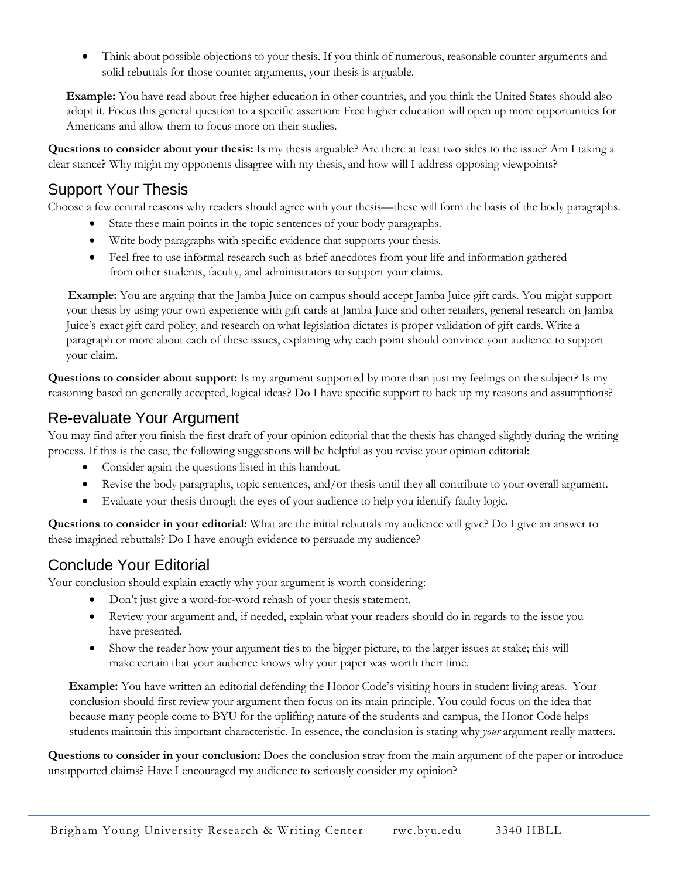- Think about possible objections to your thesis. If you think of numerous, reasonable counter arguments and solid rebuttals for those counter arguments, your thesis is arguable.

**Example:** You have read about free higher education in other countries, and you think the United States should also adopt it. Focus this general question to a specific assertion: Free higher education will open up more opportunities for Americans and allow them to focus more on their studies.

**Questions to consider about your thesis:** Is my thesis arguable? Are there at least two sides to the issue? Am I taking a clear stance? Why might my opponents disagree with my thesis, and how will I address opposing viewpoints?

## Support Your Thesis

Choose a few central reasons why readers should agree with your thesis—these will form the basis of the body paragraphs.

- State these main points in the topic sentences of your body paragraphs.
- Write body paragraphs with specific evidence that supports your thesis.
- Feel free to use informal research such as brief anecdotes from your life and information gathered from other students, faculty, and administrators to support your claims.

**Example:** You are arguing that the Jamba Juice on campus should accept Jamba Juice gift cards. You might support your thesis by using your own experience with gift cards at Jamba Juice and other retailers, general research on Jamba Juice's exact gift card policy, and research on what legislation dictates is proper validation of gift cards. Write a paragraph or more about each of these issues, explaining why each point should convince your audience to support your claim.

**Questions to consider about support:** Is my argument supported by more than just my feelings on the subject? Is my reasoning based on generally accepted, logical ideas? Do I have specific support to back up my reasons and assumptions?

## Re-evaluate Your Argument

You may find after you finish the first draft of your opinion editorial that the thesis has changed slightly during the writing process. If this is the case, the following suggestions will be helpful as you revise your opinion editorial:

- Consider again the questions listed in this handout.
- Revise the body paragraphs, topic sentences, and/or thesis until they all contribute to your overall argument.
- Evaluate your thesis through the eyes of your audience to help you identify faulty logic.

**Questions to consider in your editorial:** What are the initial rebuttals my audience will give? Do I give an answer to these imagined rebuttals? Do I have enough evidence to persuade my audience?

## Conclude Your Editorial

Your conclusion should explain exactly why your argument is worth considering:

- Don't just give a word-for-word rehash of your thesis statement.
- Review your argument and, if needed, explain what your readers should do in regards to the issue you have presented.
- Show the reader how your argument ties to the bigger picture, to the larger issues at stake; this will make certain that your audience knows why your paper was worth their time.

**Example:** You have written an editorial defending the Honor Code's visiting hours in student living areas. Your conclusion should first review your argument then focus on its main principle. You could focus on the idea that because many people come to BYU for the uplifting nature of the students and campus, the Honor Code helps students maintain this important characteristic. In essence, the conclusion is stating why *your* argument really matters.

**Questions to consider in your conclusion:** Does the conclusion stray from the main argument of the paper or introduce unsupported claims? Have I encouraged my audience to seriously consider my opinion?